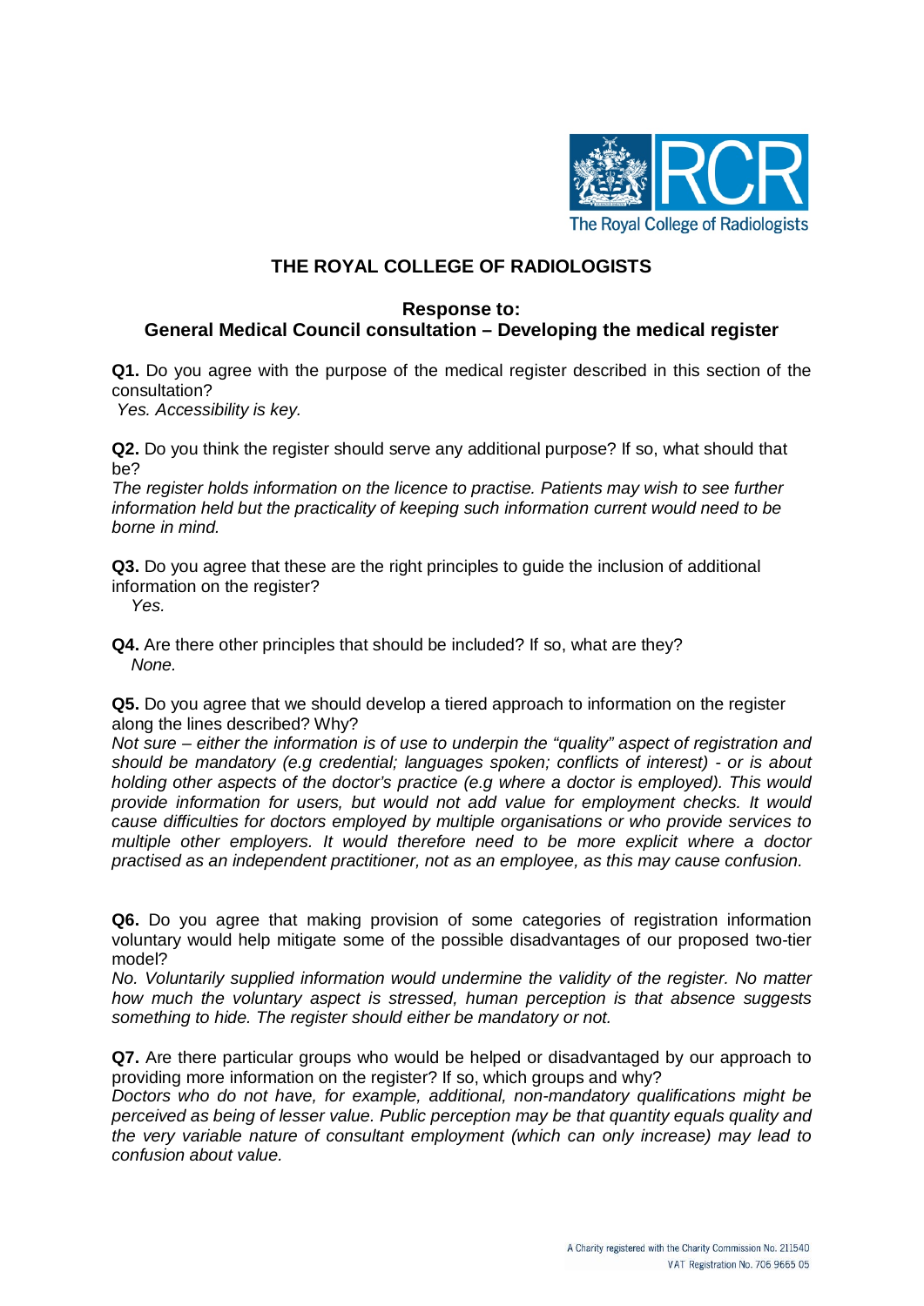# THE ROYAL COLLEGE OF RADIOLOGISTS

## Response to:
## General Medical Council consultation – Developing the medical register

**Q1.** Do you agree with the purpose of the medical register described in this section of the consultation?
*Yes. Accessibility is key.*

**Q2.** Do you think the register should serve any additional purpose? If so, what should that be?
*The register holds information on the licence to practise. Patients may wish to see further information held but the practicality of keeping such information current would need to be borne in mind.*

**Q3.** Do you agree that these are the right principles to guide the inclusion of additional information on the register?
*Yes.*

**Q4.** Are there other principles that should be included? If so, what are they?
*None.*

**Q5.** Do you agree that we should develop a tiered approach to information on the register along the lines described? Why?
*Not sure – either the information is of use to underpin the "quality" aspect of registration and should be mandatory (e.g credential; languages spoken; conflicts of interest) - or is about holding other aspects of the doctor's practice (e.g where a doctor is employed). This would provide information for users, but would not add value for employment checks. It would cause difficulties for doctors employed by multiple organisations or who provide services to multiple other employers. It would therefore need to be more explicit where a doctor practised as an independent practitioner, not as an employee, as this may cause confusion.*

**Q6.** Do you agree that making provision of some categories of registration information voluntary would help mitigate some of the possible disadvantages of our proposed two-tier model?
*No. Voluntarily supplied information would undermine the validity of the register. No matter how much the voluntary aspect is stressed, human perception is that absence suggests something to hide. The register should either be mandatory or not.*

**Q7.** Are there particular groups who would be helped or disadvantaged by our approach to providing more information on the register? If so, which groups and why?
*Doctors who do not have, for example, additional, non-mandatory qualifications might be perceived as being of lesser value. Public perception may be that quantity equals quality and the very variable nature of consultant employment (which can only increase) may lead to confusion about value.*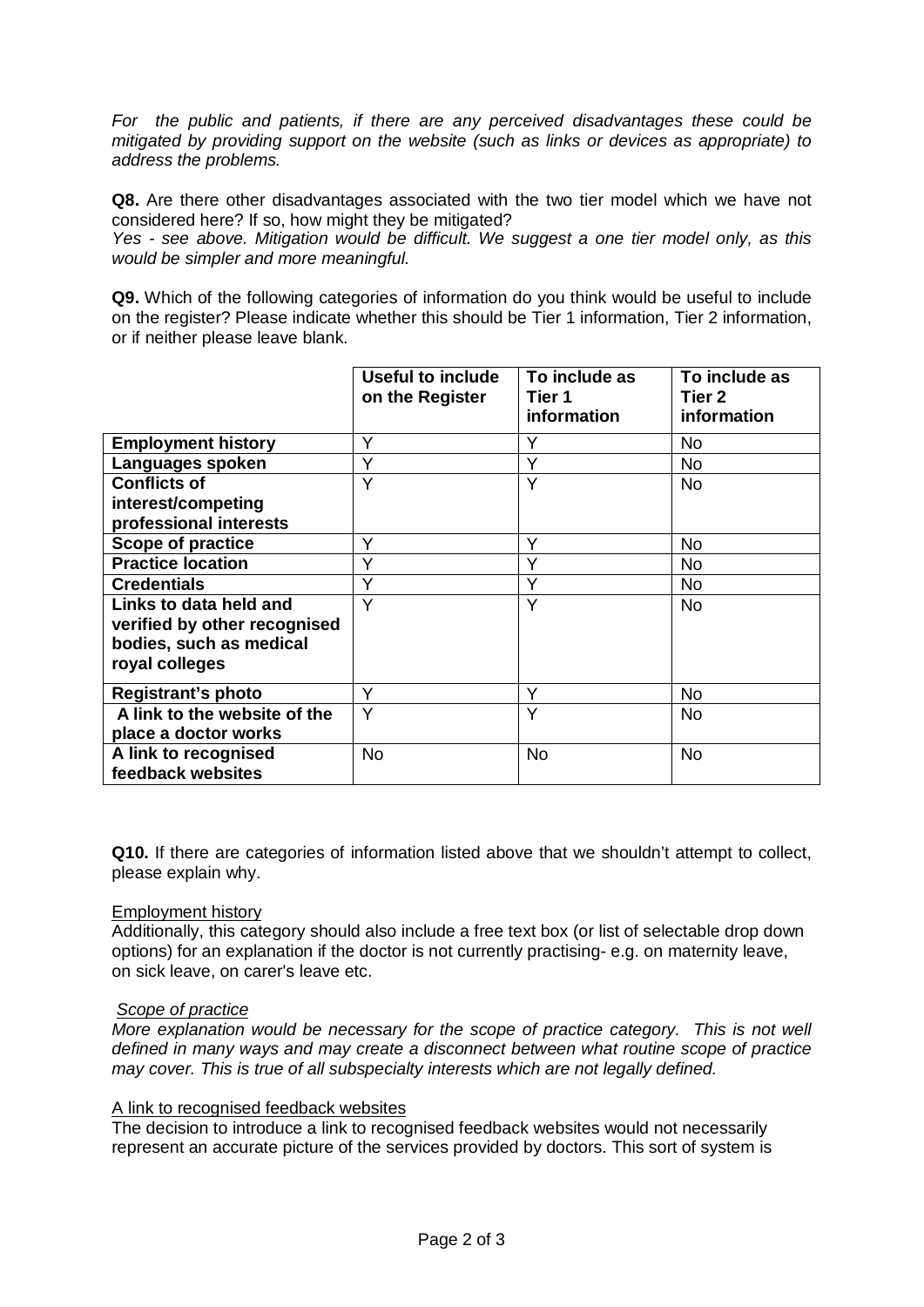*For the public and patients, if there are any perceived disadvantages these could be mitigated by providing support on the website (such as links or devices as appropriate) to address the problems.*

**Q8.** Are there other disadvantages associated with the two tier model which we have not considered here? If so, how might they be mitigated?
*Yes - see above. Mitigation would be difficult. We suggest a one tier model only, as this would be simpler and more meaningful.*

**Q9.** Which of the following categories of information do you think would be useful to include on the register? Please indicate whether this should be Tier 1 information, Tier 2 information, or if neither please leave blank.

| | **Useful to include on the Register** | **To include as Tier 1 information** | **To include as Tier 2 information** |
|---|---|---|---|
| **Employment history** | Y | Y | No |
| **Languages spoken** | Y | Y | No |
| **Conflicts of interest/competing professional interests** | Y | Y | No |
| **Scope of practice** | Y | Y | No |
| **Practice location** | Y | Y | No |
| **Credentials** | Y | Y | No |
| **Links to data held and verified by other recognised bodies, such as medical royal colleges** | Y | Y | No |
| **Registrant's photo** | Y | Y | No |
| **A link to the website of the place a doctor works** | Y | Y | No |
| **A link to recognised feedback websites** | No | No | No |

**Q10.** If there are categories of information listed above that we shouldn't attempt to collect, please explain why.

<u>Employment history</u>
Additionally, this category should also include a free text box (or list of selectable drop down options) for an explanation if the doctor is not currently practising- e.g. on maternity leave, on sick leave, on carer's leave etc.

*<u>Scope of practice</u>*
*More explanation would be necessary for the scope of practice category. This is not well defined in many ways and may create a disconnect between what routine scope of practice may cover. This is true of all subspecialty interests which are not legally defined.*

<u>A link to recognised feedback websites</u>
The decision to introduce a link to recognised feedback websites would not necessarily represent an accurate picture of the services provided by doctors. This sort of system is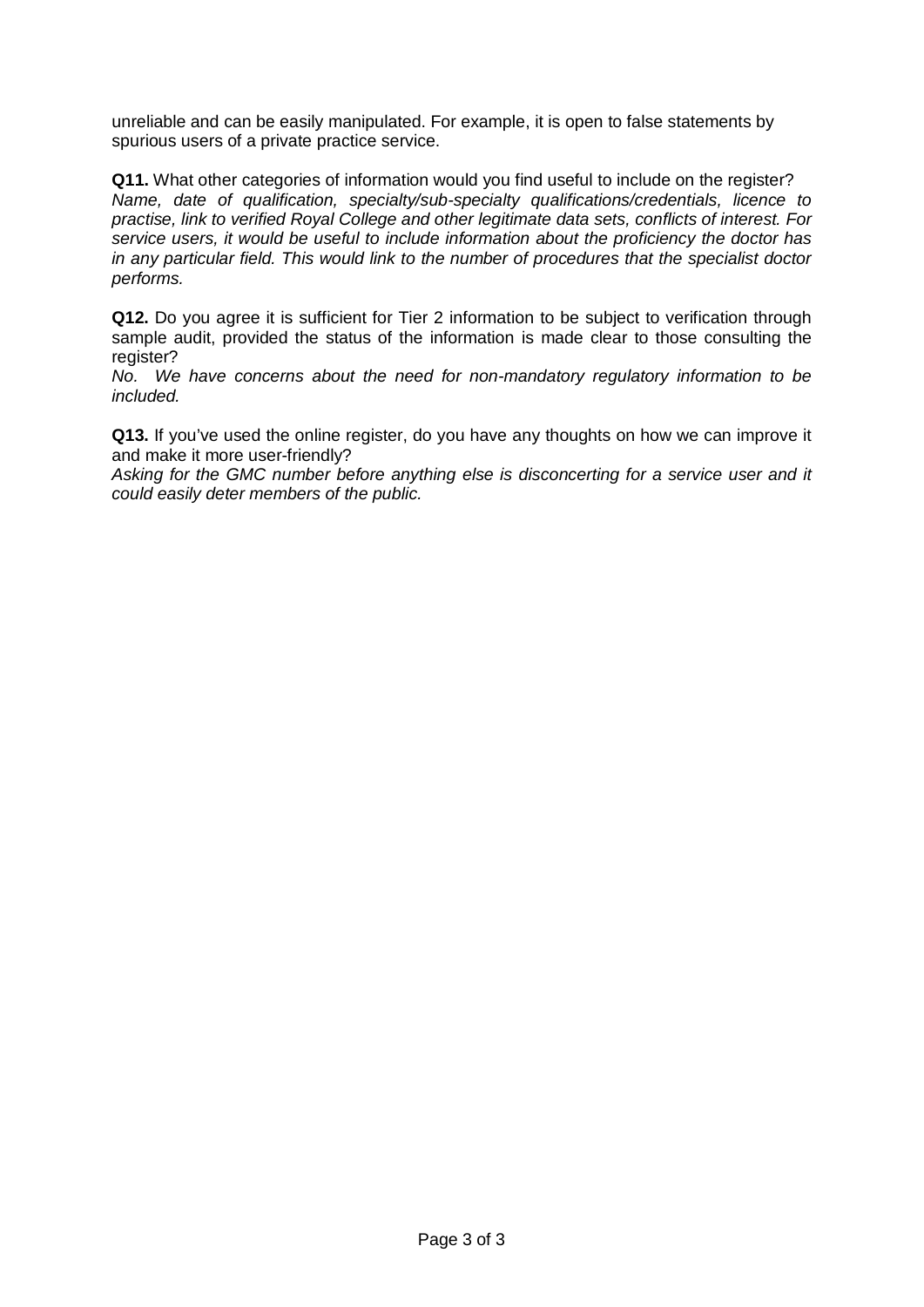unreliable and can be easily manipulated. For example, it is open to false statements by spurious users of a private practice service.

**Q11.** What other categories of information would you find useful to include on the register?
*Name, date of qualification, specialty/sub-specialty qualifications/credentials, licence to practise, link to verified Royal College and other legitimate data sets, conflicts of interest. For service users, it would be useful to include information about the proficiency the doctor has in any particular field. This would link to the number of procedures that the specialist doctor performs.*

**Q12.** Do you agree it is sufficient for Tier 2 information to be subject to verification through sample audit, provided the status of the information is made clear to those consulting the register?
*No. We have concerns about the need for non-mandatory regulatory information to be included.*

**Q13.** If you've used the online register, do you have any thoughts on how we can improve it and make it more user-friendly?
*Asking for the GMC number before anything else is disconcerting for a service user and it could easily deter members of the public.*